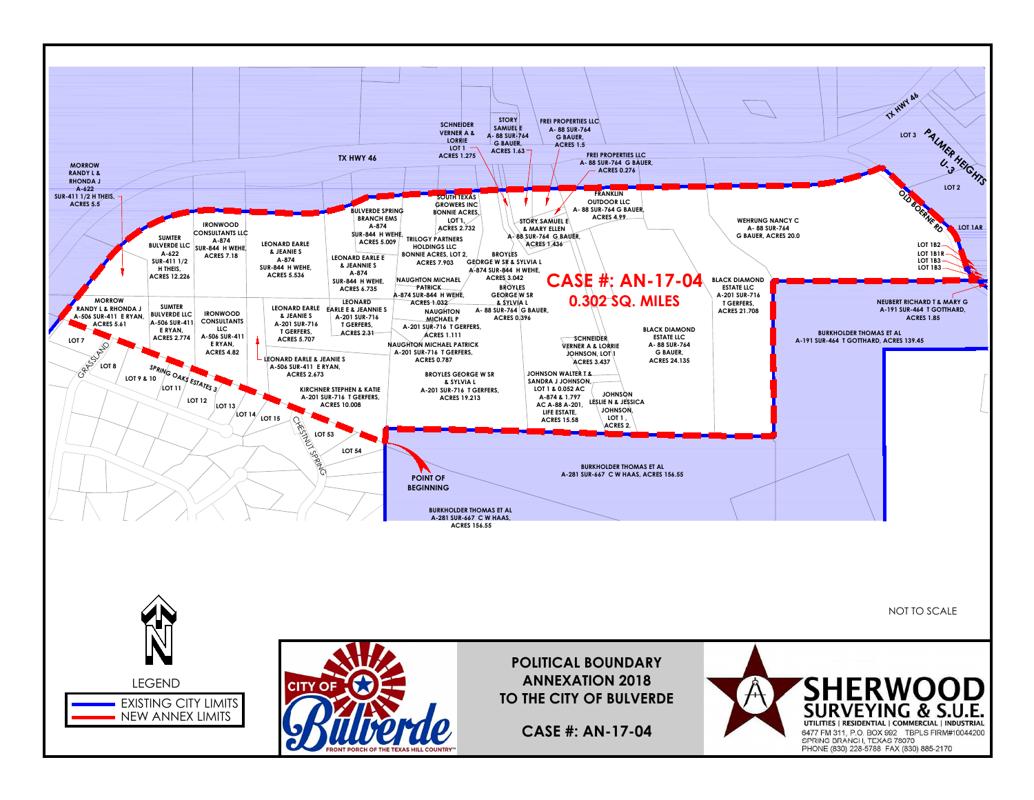# CASE #: AN-17-04

**0.302 SQ. MILES**

TX HWY 46

MORROW RANDY L & RHONDA J A-622 SUR-411 1/2 H THEIS, ACRES 5.5

SUMTER BULVERDE LLC A-622 SUR-411 1/2 H THEIS, ACRES 12.226

IRONWOOD CONSULTANTS LLC A-874 SUR-844 H WEHE, ACRES 7.18

LEONARD EARLE & JEANIE S A-874 SUR-844 H WEHE, ACRES 5.536

BULVERDE SPRING BRANCH EMS A-874 SUR-844 H WEHE, ACRES 5.009

LEONARD EARLE E & JEANIE S A-874 SUR-844 H WEHE, ACRES 6.735

SCHNEIDER VERNER A & LORRIE LOT 1 ACRES 1.275

STORY SAMUEL E A- 88 SUR-764 G BAUER, ACRES 1.63

FREI PROPERTIES LLC A- 88 SUR-764 G BAUER, ACRES 1.5

FREI PROPERTIES LLC A- 88 SUR-764 G BAUER, ACRES 0.276

FRANKLIN OUTDOOR LLC A- 88 SUR-764 G BAUER, ACRES 4.99

SOUTH TEXAS GROWERS INC BONNIE ACRES, LOT 1, ACRES 2.732

STORY SAMUEL E & MARY ELLEN A- 88 SUR-764 G BAUER, ACRES 1.436

TRILOGY PARTNERS HOLDINGS LLC BONNIE ACRES, LOT 2, ACRES 7.903

BROYLES GEORGE W SR & SYLVIA L A-874 SUR-844 H WEHE, ACRES 3.042

BROYLES GEORGE W SR & SYLVIA L A- 88 SUR-764 G BAUER, ACRES 0.396

NAUGHTON MICHAEL PATRICK A-874 SUR-844 H WEHE, ACRES 1.032

NAUGHTON MICHAEL P A-201 SUR-716 T GERFERS, ACRES 1.111

NAUGHTON MICHAEL PATRICK A-201 SUR-716 T GERFERS, ACRES 0.787

WEHRUNG NANCY C A- 88 SUR-764 G BAUER, ACRES 20.0

BLACK DIAMOND ESTATE LLC A-201 SUR-716 T GERFERS, ACRES 21.708

BLACK DIAMOND ESTATE LLC A- 88 SUR-764 G BAUER, ACRES 24.135

MORROW RANDY L & RHONDA J A-506 SUR-411 E RYAN, ACRES 5.61

SUMTER BULVERDE LLC A-506 SUR-411 E RYAN, ACRES 2.774

IRONWOOD CONSULTANTS LLC A-506 SUR-411 E RYAN, ACRES 4.82

LEONARD EARLE & JEANIE S A-201 SUR-716 T GERFERS, ACRES 5.707

LEONARD EARLE E & JEANIE S A-201 SUR-716 T GERFERS, ACRES 2.31

LEONARD EARLE & JEANIE S A-506 SUR-411 E RYAN, ACRES 2.673

KIRCHNER STEPHEN & KATIE A-201 SUR-716 T GERFERS, ACRES 10.008

BROYLES GEORGE W SR & SYLVIA L A-201 SUR-716 T GERFERS, ACRES 19.213

SCHNEIDER VERNER A & LORRIE JOHNSON, LOT 1 ACRES 3.437

JOHNSON WALTER T & SANDRA J JOHNSON, LOT 1 & 0.052 AC A-874 & 1.797 AC A-88 A-201, LIFE ESTATE, ACRES 15.58

JOHNSON LESLIE N & JESSICA JOHNSON, LOT 1, ACRES 2.

NEUBERT RICHARD T & MARY G A-191 SUR-464 T GOTTHARD, ACRES 1.85

BURKHOLDER THOMAS ET AL A-191 SUR-464 T GOTTHARD, ACRES 139.45

BURKHOLDER THOMAS ET AL A-281 SUR-667 C W HAAS, ACRES 156.55

BURKHOLDER THOMAS ET AL A-281 SUR-667 C W HAAS, ACRES 156.55

POINT OF BEGINNING

TX HWY 46 — LOT 3 — PALMER HEIGHTS U-3 — LOT 2 — OLD BOERNE RD — LOT 1AR — LOT 1B2 — LOT 1B1R — LOT 1B3 — LOT 1B3

LOT 7 — GRASSLAND — LOT 8 — LOT 9 & 10 — SPRING OAKS ESTATES 3 — LOT 11 — LOT 12 — LOT 13 — LOT 14 — LOT 15 — CHESTNUT SPRING — LOT 53 — LOT 54

NOT TO SCALE

LEGEND

- EXISTING CITY LIMITS
- NEW ANNEX LIMITS

CITY OF Bulverde — FRONT PORCH OF THE TEXAS HILL COUNTRY™

**POLITICAL BOUNDARY ANNEXATION 2018 TO THE CITY OF BULVERDE**

**CASE #: AN-17-04**

SHERWOOD SURVEYING & S.U.E.
UTILITIES | RESIDENTIAL | COMMERCIAL | INDUSTRIAL
6477 FM 311, P.O. BOX 992 TBPLS FIRM#10044200
SPRING BRANCH, TEXAS 78070
PHONE (830) 228-5788 FAX (830) 885-2170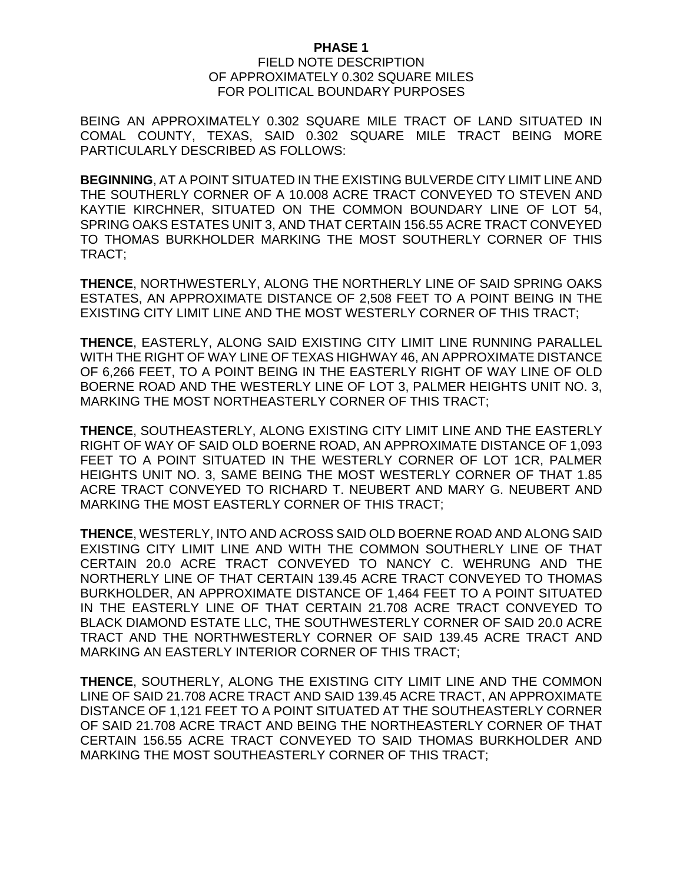**PHASE 1**

FIELD NOTE DESCRIPTION
OF APPROXIMATELY 0.302 SQUARE MILES
FOR POLITICAL BOUNDARY PURPOSES

BEING AN APPROXIMATELY 0.302 SQUARE MILE TRACT OF LAND SITUATED IN COMAL COUNTY, TEXAS, SAID 0.302 SQUARE MILE TRACT BEING MORE PARTICULARLY DESCRIBED AS FOLLOWS:

**BEGINNING**, AT A POINT SITUATED IN THE EXISTING BULVERDE CITY LIMIT LINE AND THE SOUTHERLY CORNER OF A 10.008 ACRE TRACT CONVEYED TO STEVEN AND KAYTIE KIRCHNER, SITUATED ON THE COMMON BOUNDARY LINE OF LOT 54, SPRING OAKS ESTATES UNIT 3, AND THAT CERTAIN 156.55 ACRE TRACT CONVEYED TO THOMAS BURKHOLDER MARKING THE MOST SOUTHERLY CORNER OF THIS TRACT;

**THENCE**, NORTHWESTERLY, ALONG THE NORTHERLY LINE OF SAID SPRING OAKS ESTATES, AN APPROXIMATE DISTANCE OF 2,508 FEET TO A POINT BEING IN THE EXISTING CITY LIMIT LINE AND THE MOST WESTERLY CORNER OF THIS TRACT;

**THENCE**, EASTERLY, ALONG SAID EXISTING CITY LIMIT LINE RUNNING PARALLEL WITH THE RIGHT OF WAY LINE OF TEXAS HIGHWAY 46, AN APPROXIMATE DISTANCE OF 6,266 FEET, TO A POINT BEING IN THE EASTERLY RIGHT OF WAY LINE OF OLD BOERNE ROAD AND THE WESTERLY LINE OF LOT 3, PALMER HEIGHTS UNIT NO. 3, MARKING THE MOST NORTHEASTERLY CORNER OF THIS TRACT;

**THENCE**, SOUTHEASTERLY, ALONG EXISTING CITY LIMIT LINE AND THE EASTERLY RIGHT OF WAY OF SAID OLD BOERNE ROAD, AN APPROXIMATE DISTANCE OF 1,093 FEET TO A POINT SITUATED IN THE WESTERLY CORNER OF LOT 1CR, PALMER HEIGHTS UNIT NO. 3, SAME BEING THE MOST WESTERLY CORNER OF THAT 1.85 ACRE TRACT CONVEYED TO RICHARD T. NEUBERT AND MARY G. NEUBERT AND MARKING THE MOST EASTERLY CORNER OF THIS TRACT;

**THENCE**, WESTERLY, INTO AND ACROSS SAID OLD BOERNE ROAD AND ALONG SAID EXISTING CITY LIMIT LINE AND WITH THE COMMON SOUTHERLY LINE OF THAT CERTAIN 20.0 ACRE TRACT CONVEYED TO NANCY C. WEHRUNG AND THE NORTHERLY LINE OF THAT CERTAIN 139.45 ACRE TRACT CONVEYED TO THOMAS BURKHOLDER, AN APPROXIMATE DISTANCE OF 1,464 FEET TO A POINT SITUATED IN THE EASTERLY LINE OF THAT CERTAIN 21.708 ACRE TRACT CONVEYED TO BLACK DIAMOND ESTATE LLC, THE SOUTHWESTERLY CORNER OF SAID 20.0 ACRE TRACT AND THE NORTHWESTERLY CORNER OF SAID 139.45 ACRE TRACT AND MARKING AN EASTERLY INTERIOR CORNER OF THIS TRACT;

**THENCE**, SOUTHERLY, ALONG THE EXISTING CITY LIMIT LINE AND THE COMMON LINE OF SAID 21.708 ACRE TRACT AND SAID 139.45 ACRE TRACT, AN APPROXIMATE DISTANCE OF 1,121 FEET TO A POINT SITUATED AT THE SOUTHEASTERLY CORNER OF SAID 21.708 ACRE TRACT AND BEING THE NORTHEASTERLY CORNER OF THAT CERTAIN 156.55 ACRE TRACT CONVEYED TO SAID THOMAS BURKHOLDER AND MARKING THE MOST SOUTHEASTERLY CORNER OF THIS TRACT;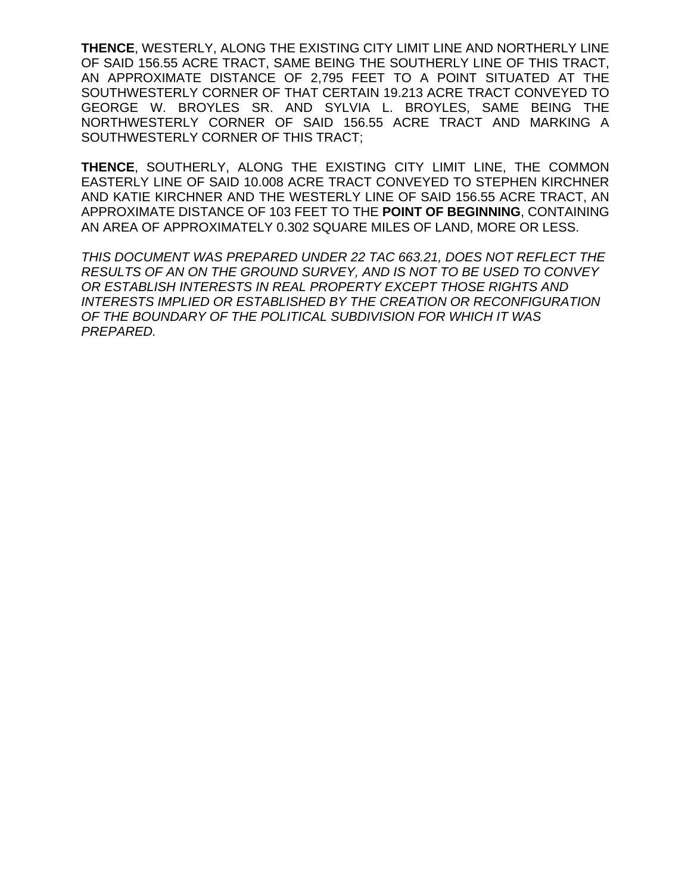**THENCE**, WESTERLY, ALONG THE EXISTING CITY LIMIT LINE AND NORTHERLY LINE OF SAID 156.55 ACRE TRACT, SAME BEING THE SOUTHERLY LINE OF THIS TRACT, AN APPROXIMATE DISTANCE OF 2,795 FEET TO A POINT SITUATED AT THE SOUTHWESTERLY CORNER OF THAT CERTAIN 19.213 ACRE TRACT CONVEYED TO GEORGE W. BROYLES SR. AND SYLVIA L. BROYLES, SAME BEING THE NORTHWESTERLY CORNER OF SAID 156.55 ACRE TRACT AND MARKING A SOUTHWESTERLY CORNER OF THIS TRACT;

**THENCE**, SOUTHERLY, ALONG THE EXISTING CITY LIMIT LINE, THE COMMON EASTERLY LINE OF SAID 10.008 ACRE TRACT CONVEYED TO STEPHEN KIRCHNER AND KATIE KIRCHNER AND THE WESTERLY LINE OF SAID 156.55 ACRE TRACT, AN APPROXIMATE DISTANCE OF 103 FEET TO THE **POINT OF BEGINNING**, CONTAINING AN AREA OF APPROXIMATELY 0.302 SQUARE MILES OF LAND, MORE OR LESS.

*THIS DOCUMENT WAS PREPARED UNDER 22 TAC 663.21, DOES NOT REFLECT THE RESULTS OF AN ON THE GROUND SURVEY, AND IS NOT TO BE USED TO CONVEY OR ESTABLISH INTERESTS IN REAL PROPERTY EXCEPT THOSE RIGHTS AND INTERESTS IMPLIED OR ESTABLISHED BY THE CREATION OR RECONFIGURATION OF THE BOUNDARY OF THE POLITICAL SUBDIVISION FOR WHICH IT WAS PREPARED.*